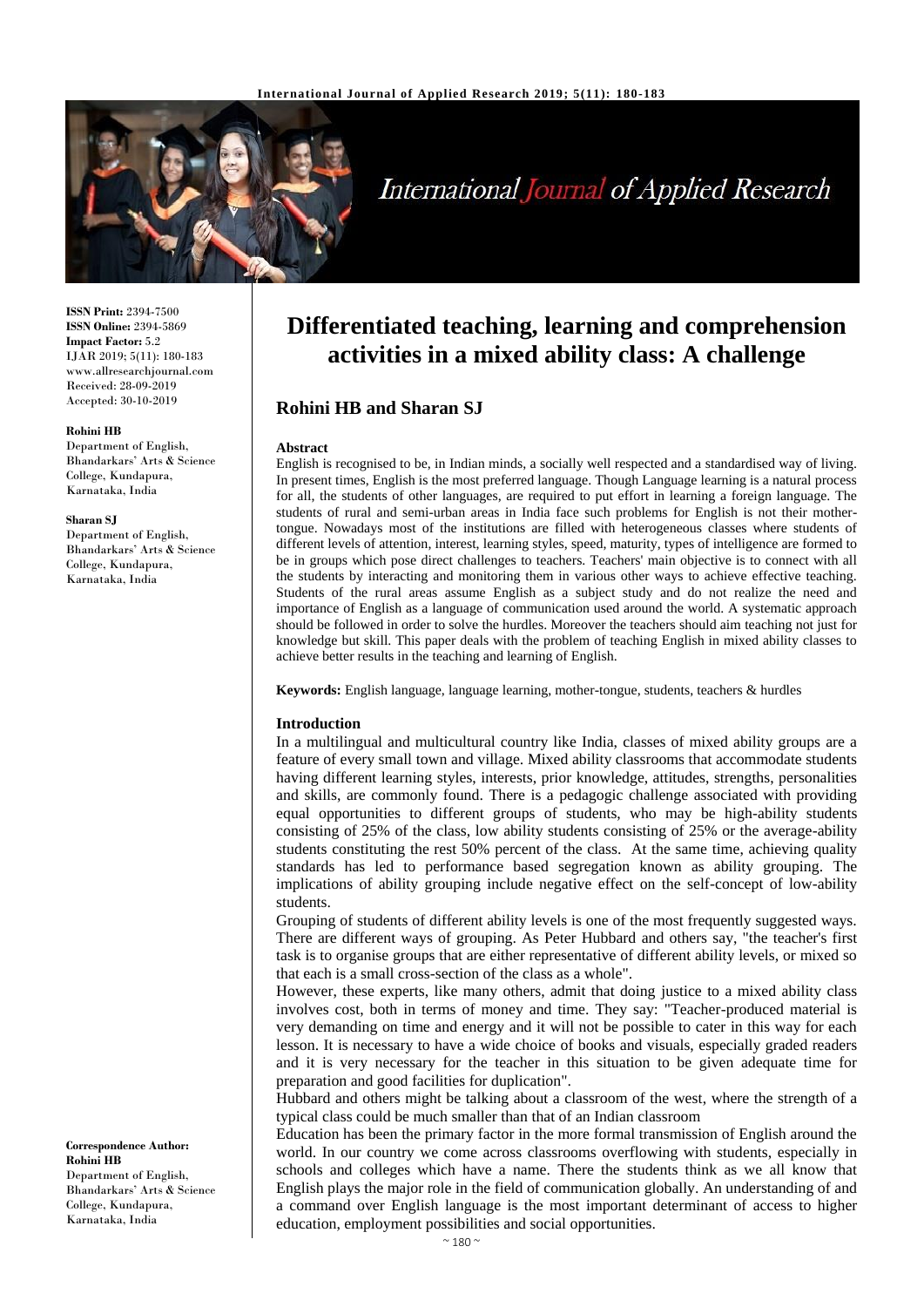# Differentiated teaching, learning and comprehension activities in a mixed ability class: A challenge

**ISSN Print:** 2394-7500
**ISSN Online:** 2394-5869
**Impact Factor:** 5.2
IJAR 2019; 5(11): 180-183
www.allresearchjournal.com
Received: 28-09-2019
Accepted: 30-10-2019

**Rohini HB**
Department of English, Bhandarkars' Arts & Science College, Kundapura, Karnataka, India

**Sharan SJ**
Department of English, Bhandarkars' Arts & Science College, Kundapura, Karnataka, India

**Correspondence Author:**
**Rohini HB**
Department of English, Bhandarkars' Arts & Science College, Kundapura, Karnataka, India

## Rohini HB and Sharan SJ

### Abstract

English is recognised to be, in Indian minds, a socially well respected and a standardised way of living. In present times, English is the most preferred language. Though Language learning is a natural process for all, the students of other languages, are required to put effort in learning a foreign language. The students of rural and semi-urban areas in India face such problems for English is not their mother-tongue. Nowadays most of the institutions are filled with heterogeneous classes where students of different levels of attention, interest, learning styles, speed, maturity, types of intelligence are formed to be in groups which pose direct challenges to teachers. Teachers' main objective is to connect with all the students by interacting and monitoring them in various other ways to achieve effective teaching. Students of the rural areas assume English as a subject study and do not realize the need and importance of English as a language of communication used around the world. A systematic approach should be followed in order to solve the hurdles. Moreover the teachers should aim teaching not just for knowledge but skill. This paper deals with the problem of teaching English in mixed ability classes to achieve better results in the teaching and learning of English.

**Keywords:** English language, language learning, mother-tongue, students, teachers & hurdles

### Introduction

In a multilingual and multicultural country like India, classes of mixed ability groups are a feature of every small town and village. Mixed ability classrooms that accommodate students having different learning styles, interests, prior knowledge, attitudes, strengths, personalities and skills, are commonly found. There is a pedagogic challenge associated with providing equal opportunities to different groups of students, who may be high-ability students consisting of 25% of the class, low ability students consisting of 25% or the average-ability students constituting the rest 50% percent of the class. At the same time, achieving quality standards has led to performance based segregation known as ability grouping. The implications of ability grouping include negative effect on the self-concept of low-ability students.

Grouping of students of different ability levels is one of the most frequently suggested ways. There are different ways of grouping. As Peter Hubbard and others say, "the teacher's first task is to organise groups that are either representative of different ability levels, or mixed so that each is a small cross-section of the class as a whole".

However, these experts, like many others, admit that doing justice to a mixed ability class involves cost, both in terms of money and time. They say: "Teacher-produced material is very demanding on time and energy and it will not be possible to cater in this way for each lesson. It is necessary to have a wide choice of books and visuals, especially graded readers and it is very necessary for the teacher in this situation to be given adequate time for preparation and good facilities for duplication".

Hubbard and others might be talking about a classroom of the west, where the strength of a typical class could be much smaller than that of an Indian classroom

Education has been the primary factor in the more formal transmission of English around the world. In our country we come across classrooms overflowing with students, especially in schools and colleges which have a name. There the students think as we all know that English plays the major role in the field of communication globally. An understanding of and a command over English language is the most important determinant of access to higher education, employment possibilities and social opportunities.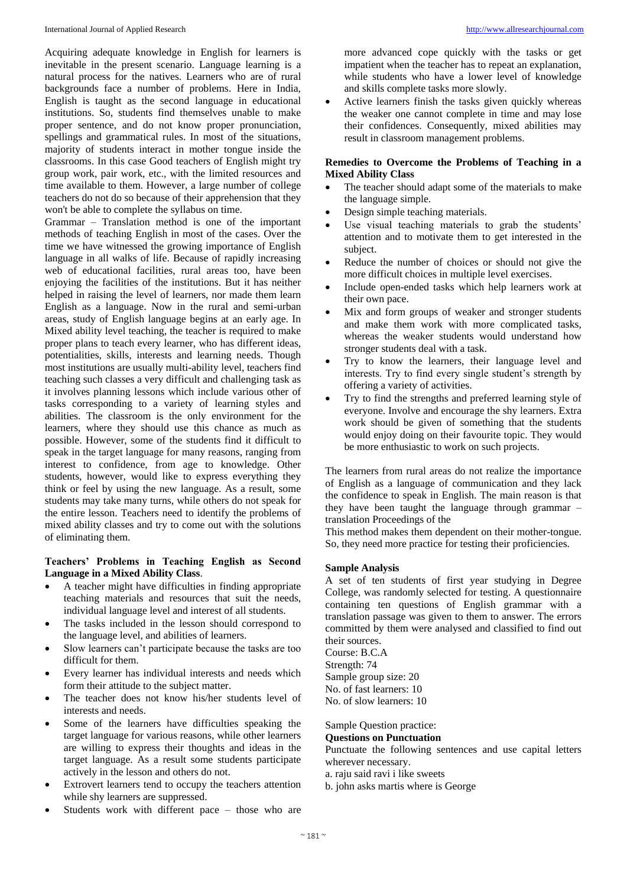Acquiring adequate knowledge in English for learners is inevitable in the present scenario. Language learning is a natural process for the natives. Learners who are of rural backgrounds face a number of problems. Here in India, English is taught as the second language in educational institutions. So, students find themselves unable to make proper sentence, and do not know proper pronunciation, spellings and grammatical rules. In most of the situations, majority of students interact in mother tongue inside the classrooms. In this case Good teachers of English might try group work, pair work, etc., with the limited resources and time available to them. However, a large number of college teachers do not do so because of their apprehension that they won't be able to complete the syllabus on time.

Grammar – Translation method is one of the important methods of teaching English in most of the cases. Over the time we have witnessed the growing importance of English language in all walks of life. Because of rapidly increasing web of educational facilities, rural areas too, have been enjoying the facilities of the institutions. But it has neither helped in raising the level of learners, nor made them learn English as a language. Now in the rural and semi-urban areas, study of English language begins at an early age. In Mixed ability level teaching, the teacher is required to make proper plans to teach every learner, who has different ideas, potentialities, skills, interests and learning needs. Though most institutions are usually multi-ability level, teachers find teaching such classes a very difficult and challenging task as it involves planning lessons which include various other of tasks corresponding to a variety of learning styles and abilities. The classroom is the only environment for the learners, where they should use this chance as much as possible. However, some of the students find it difficult to speak in the target language for many reasons, ranging from interest to confidence, from age to knowledge. Other students, however, would like to express everything they think or feel by using the new language. As a result, some students may take many turns, while others do not speak for the entire lesson. Teachers need to identify the problems of mixed ability classes and try to come out with the solutions of eliminating them.

**Teachers' Problems in Teaching English as Second Language in a Mixed Ability Class.**

- A teacher might have difficulties in finding appropriate teaching materials and resources that suit the needs, individual language level and interest of all students.
- The tasks included in the lesson should correspond to the language level, and abilities of learners.
- Slow learners can't participate because the tasks are too difficult for them.
- Every learner has individual interests and needs which form their attitude to the subject matter.
- The teacher does not know his/her students level of interests and needs.
- Some of the learners have difficulties speaking the target language for various reasons, while other learners are willing to express their thoughts and ideas in the target language. As a result some students participate actively in the lesson and others do not.
- Extrovert learners tend to occupy the teachers attention while shy learners are suppressed.
- Students work with different pace – those who are more advanced cope quickly with the tasks or get impatient when the teacher has to repeat an explanation, while students who have a lower level of knowledge and skills complete tasks more slowly.
- Active learners finish the tasks given quickly whereas the weaker one cannot complete in time and may lose their confidences. Consequently, mixed abilities may result in classroom management problems.

**Remedies to Overcome the Problems of Teaching in a Mixed Ability Class**

- The teacher should adapt some of the materials to make the language simple.
- Design simple teaching materials.
- Use visual teaching materials to grab the students' attention and to motivate them to get interested in the subject.
- Reduce the number of choices or should not give the more difficult choices in multiple level exercises.
- Include open-ended tasks which help learners work at their own pace.
- Mix and form groups of weaker and stronger students and make them work with more complicated tasks, whereas the weaker students would understand how stronger students deal with a task.
- Try to know the learners, their language level and interests. Try to find every single student's strength by offering a variety of activities.
- Try to find the strengths and preferred learning style of everyone. Involve and encourage the shy learners. Extra work should be given of something that the students would enjoy doing on their favourite topic. They would be more enthusiastic to work on such projects.

The learners from rural areas do not realize the importance of English as a language of communication and they lack the confidence to speak in English. The main reason is that they have been taught the language through grammar – translation Proceedings of the

This method makes them dependent on their mother-tongue. So, they need more practice for testing their proficiencies.

**Sample Analysis**

A set of ten students of first year studying in Degree College, was randomly selected for testing. A questionnaire containing ten questions of English grammar with a translation passage was given to them to answer. The errors committed by them were analysed and classified to find out their sources.

Course: B.C.A

Strength: 74

Sample group size: 20

No. of fast learners: 10

No. of slow learners: 10

Sample Question practice:

**Questions on Punctuation**

Punctuate the following sentences and use capital letters wherever necessary.

a. raju said ravi i like sweets

b. john asks martis where is George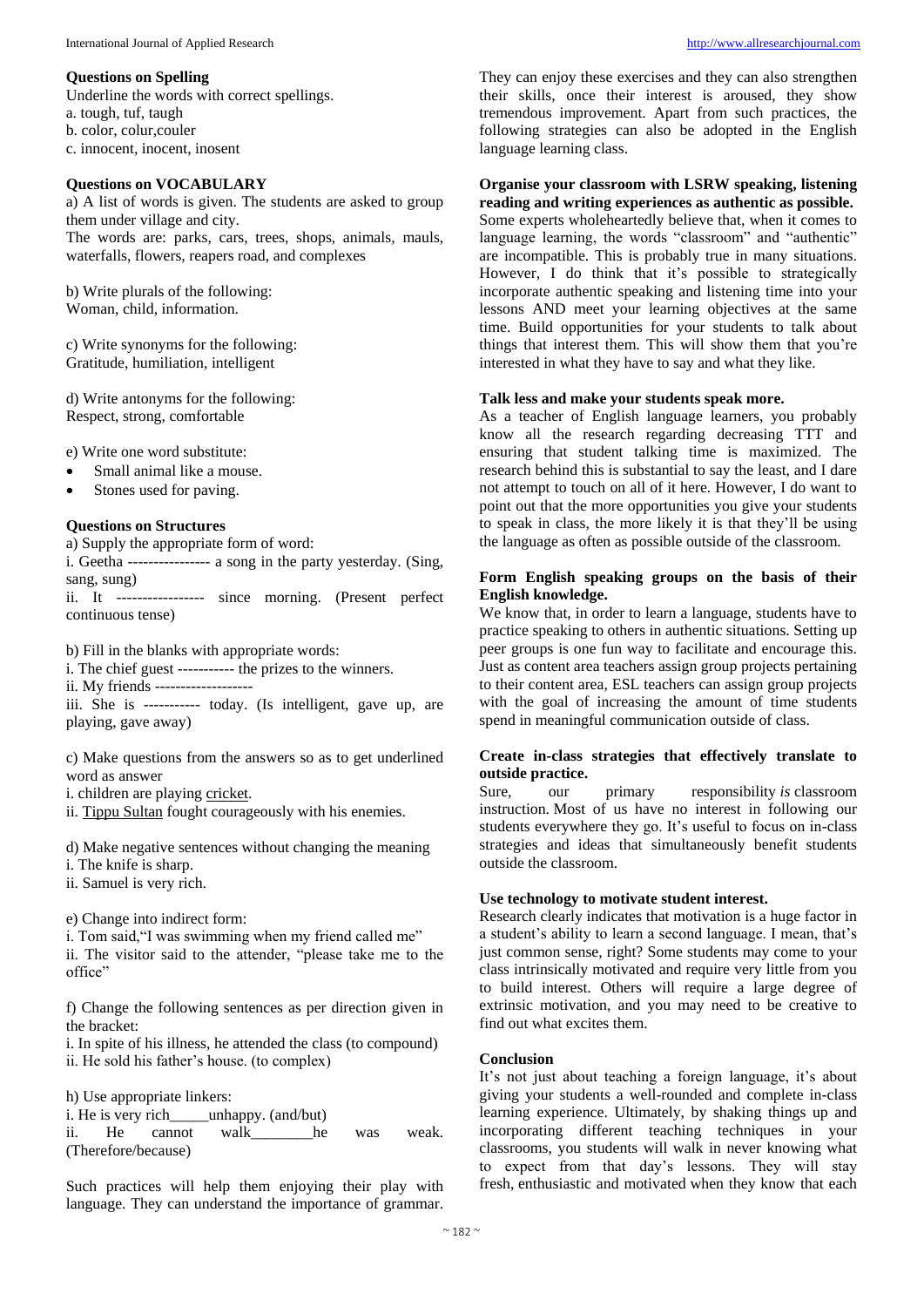**Questions on Spelling**

Underline the words with correct spellings.

a. tough, tuf, taugh
b. color, colur,couler
c. innocent, inocent, inosent

**Questions on VOCABULARY**

a) A list of words is given. The students are asked to group them under village and city.
The words are: parks, cars, trees, shops, animals, mauls, waterfalls, flowers, reapers road, and complexes

b) Write plurals of the following:
Woman, child, information.

c) Write synonyms for the following:
Gratitude, humiliation, intelligent

d) Write antonyms for the following:
Respect, strong, comfortable

e) Write one word substitute:

- Small animal like a mouse.
- Stones used for paving.

**Questions on Structures**

a) Supply the appropriate form of word:
i. Geetha ---------------- a song in the party yesterday. (Sing, sang, sung)
ii. It ----------------- since morning. (Present perfect continuous tense)

b) Fill in the blanks with appropriate words:
i. The chief guest ----------- the prizes to the winners.
ii. My friends -------------------
iii. She is ---------- today. (Is intelligent, gave up, are playing, gave away)

c) Make questions from the answers so as to get underlined word as answer
i. children are playing <u>cricket</u>.
ii. <u>Tippu Sultan</u> fought courageously with his enemies.

d) Make negative sentences without changing the meaning
i. The knife is sharp.
ii. Samuel is very rich.

e) Change into indirect form:
i. Tom said,"I was swimming when my friend called me"
ii. The visitor said to the attender, "please take me to the office"

f) Change the following sentences as per direction given in the bracket:
i. In spite of his illness, he attended the class (to compound)
ii. He sold his father's house. (to complex)

h) Use appropriate linkers:
i. He is very rich_____unhappy. (and/but)
ii. He cannot walk________he was weak. (Therefore/because)

Such practices will help them enjoying their play with language. They can understand the importance of grammar. They can enjoy these exercises and they can also strengthen their skills, once their interest is aroused, they show tremendous improvement. Apart from such practices, the following strategies can also be adopted in the English language learning class.

**Organise your classroom with LSRW speaking, listening reading and writing experiences as authentic as possible.**

Some experts wholeheartedly believe that, when it comes to language learning, the words "classroom" and "authentic" are incompatible. This is probably true in many situations. However, I do think that it's possible to strategically incorporate authentic speaking and listening time into your lessons AND meet your learning objectives at the same time. Build opportunities for your students to talk about things that interest them. This will show them that you're interested in what they have to say and what they like.

**Talk less and make your students speak more.**

As a teacher of English language learners, you probably know all the research regarding decreasing TTT and ensuring that student talking time is maximized. The research behind this is substantial to say the least, and I dare not attempt to touch on all of it here. However, I do want to point out that the more opportunities you give your students to speak in class, the more likely it is that they'll be using the language as often as possible outside of the classroom.

**Form English speaking groups on the basis of their English knowledge.**

We know that, in order to learn a language, students have to practice speaking to others in authentic situations. Setting up peer groups is one fun way to facilitate and encourage this. Just as content area teachers assign group projects pertaining to their content area, ESL teachers can assign group projects with the goal of increasing the amount of time students spend in meaningful communication outside of class.

**Create in-class strategies that effectively translate to outside practice.**

Sure, our primary responsibility *is* classroom instruction. Most of us have no interest in following our students everywhere they go. It's useful to focus on in-class strategies and ideas that simultaneously benefit students outside the classroom.

**Use technology to motivate student interest.**

Research clearly indicates that motivation is a huge factor in a student's ability to learn a second language. I mean, that's just common sense, right? Some students may come to your class intrinsically motivated and require very little from you to build interest. Others will require a large degree of extrinsic motivation, and you may need to be creative to find out what excites them.

**Conclusion**

It's not just about teaching a foreign language, it's about giving your students a well-rounded and complete in-class learning experience. Ultimately, by shaking things up and incorporating different teaching techniques in your classrooms, you students will walk in never knowing what to expect from that day's lessons. They will stay fresh, enthusiastic and motivated when they know that each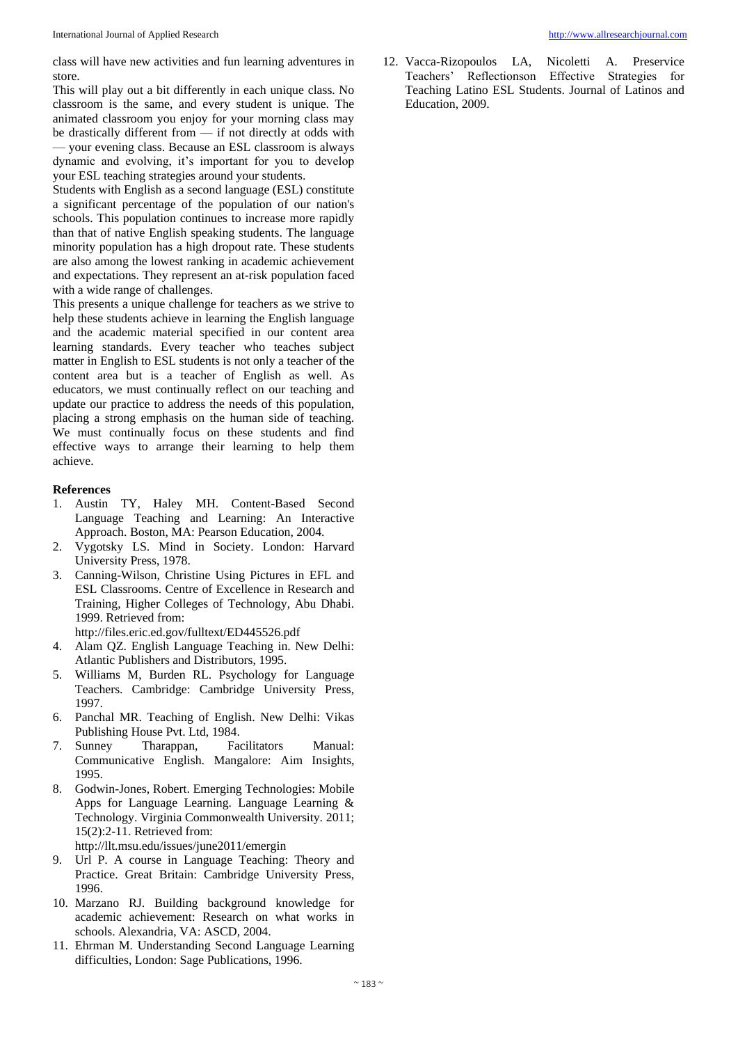class will have new activities and fun learning adventures in store.

This will play out a bit differently in each unique class. No classroom is the same, and every student is unique. The animated classroom you enjoy for your morning class may be drastically different from — if not directly at odds with — your evening class. Because an ESL classroom is always dynamic and evolving, it's important for you to develop your ESL teaching strategies around your students.

Students with English as a second language (ESL) constitute a significant percentage of the population of our nation's schools. This population continues to increase more rapidly than that of native English speaking students. The language minority population has a high dropout rate. These students are also among the lowest ranking in academic achievement and expectations. They represent an at-risk population faced with a wide range of challenges.

This presents a unique challenge for teachers as we strive to help these students achieve in learning the English language and the academic material specified in our content area learning standards. Every teacher who teaches subject matter in English to ESL students is not only a teacher of the content area but is a teacher of English as well. As educators, we must continually reflect on our teaching and update our practice to address the needs of this population, placing a strong emphasis on the human side of teaching. We must continually focus on these students and find effective ways to arrange their learning to help them achieve.

**References**

1. Austin TY, Haley MH. Content-Based Second Language Teaching and Learning: An Interactive Approach. Boston, MA: Pearson Education, 2004.
2. Vygotsky LS. Mind in Society. London: Harvard University Press, 1978.
3. Canning-Wilson, Christine Using Pictures in EFL and ESL Classrooms. Centre of Excellence in Research and Training, Higher Colleges of Technology, Abu Dhabi. 1999. Retrieved from: http://files.eric.ed.gov/fulltext/ED445526.pdf
4. Alam QZ. English Language Teaching in. New Delhi: Atlantic Publishers and Distributors, 1995.
5. Williams M, Burden RL. Psychology for Language Teachers. Cambridge: Cambridge University Press, 1997.
6. Panchal MR. Teaching of English. New Delhi: Vikas Publishing House Pvt. Ltd, 1984.
7. Sunney Tharappan, Facilitators Manual: Communicative English. Mangalore: Aim Insights, 1995.
8. Godwin-Jones, Robert. Emerging Technologies: Mobile Apps for Language Learning. Language Learning & Technology. Virginia Commonwealth University. 2011; 15(2):2-11. Retrieved from: http://llt.msu.edu/issues/june2011/emergin
9. Url P. A course in Language Teaching: Theory and Practice. Great Britain: Cambridge University Press, 1996.
10. Marzano RJ. Building background knowledge for academic achievement: Research on what works in schools. Alexandria, VA: ASCD, 2004.
11. Ehrman M. Understanding Second Language Learning difficulties, London: Sage Publications, 1996.
12. Vacca-Rizopoulos LA, Nicoletti A. Preservice Teachers' Reflectionson Effective Strategies for Teaching Latino ESL Students. Journal of Latinos and Education, 2009.